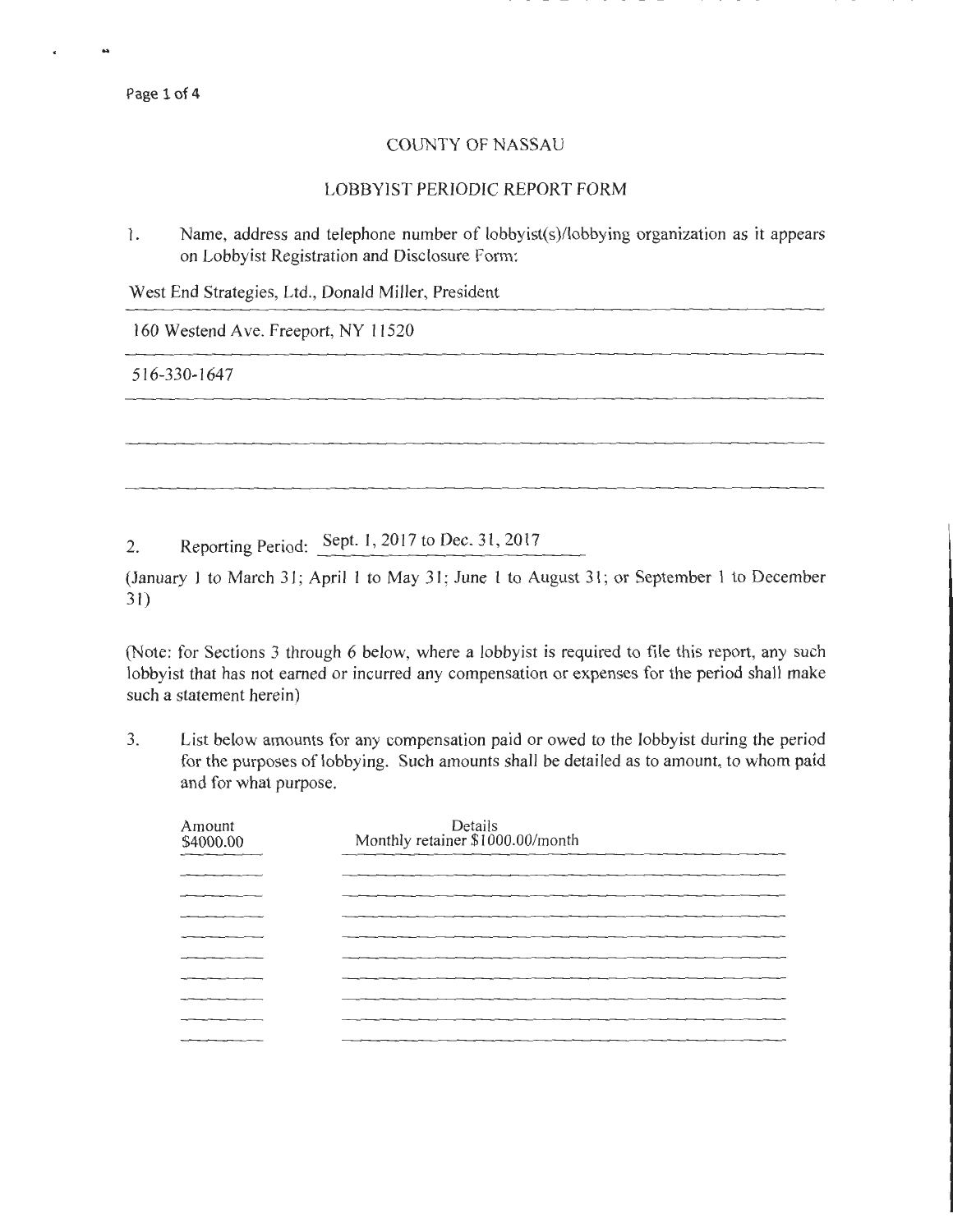# COUNTY OF NASSAU

## LOBBYIST PERIODIC REPORT FORM

1. Name, address and telephone number of lobbyist(s)/lobbying organization as it appears on Lobbyist Registration and Disclosure Form:

West End Strategies, Ltd., Donald Miller, President

160 Westend Ave. Freeport, NY 11520

516-330-1647

2. Reporting Period: Sept. 1, 2017 to Dec. 31, 2017

(January 1 to March 31; April 1 to May 31; June 1 to August 31; or September 1 to December 31)

(Note: for Sections 3 through 6 below, where a lobbyist is required to file this report, any such lobbyist that has not earned or incurred any compensation or expenses for the period shall make such a statement herein)

3. List below amounts for any compensation paid or owed to the lobbyist during the period for the purposes of lobbying. Such amounts shall be detailed as to amount, to whom paid and for what purpose.

| Amount | Details |
|---|---|
| $4000.00 | Monthly retainer $1000.00/month |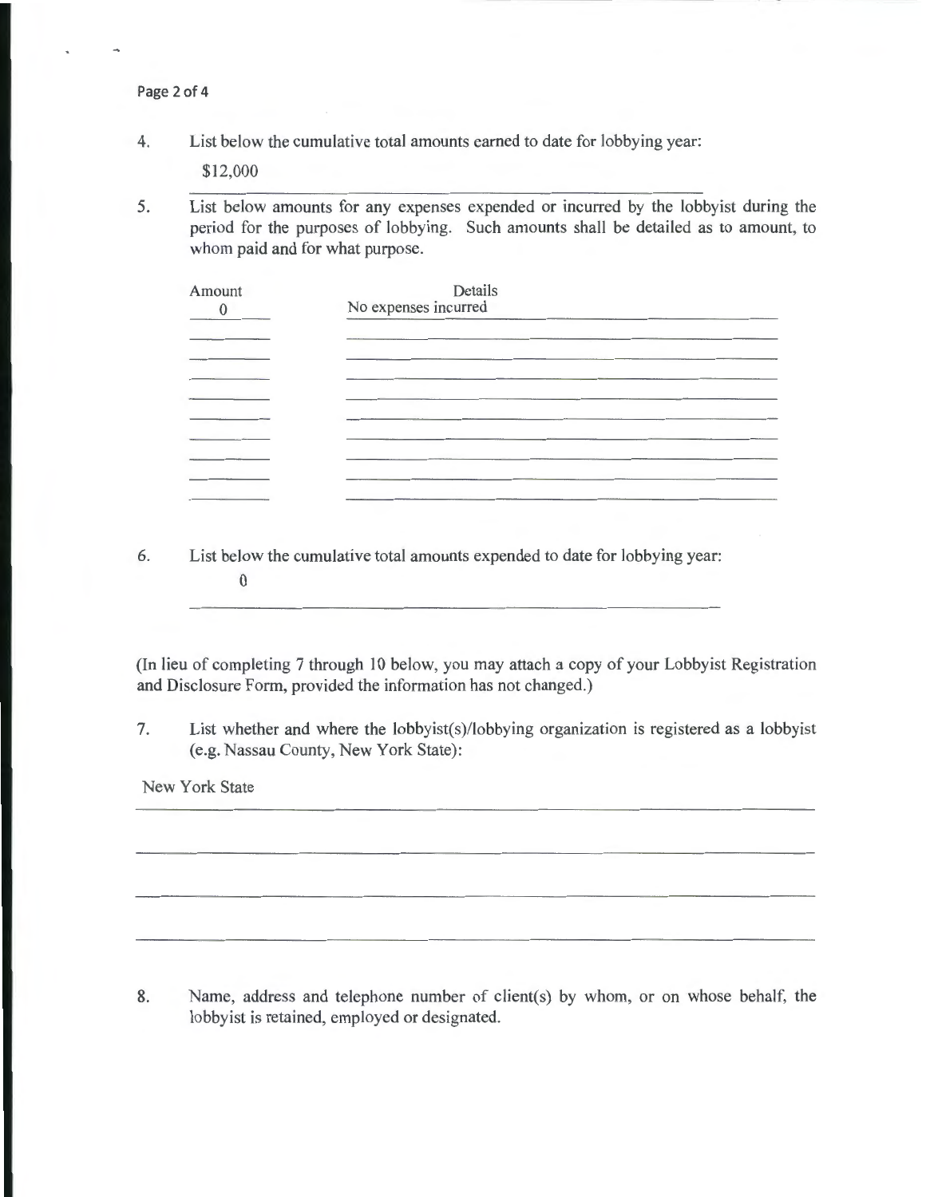4. List below the cumulative total amounts earned to date for lobbying year:

   $12,000

5. List below amounts for any expenses expended or incurred by the lobbyist during the period for the purposes of lobbying. Such amounts shall be detailed as to amount, to whom paid and for what purpose.

| Amount | Details |
| --- | --- |
| 0 | No expenses incurred |
| | |
| | |
| | |
| | |
| | |
| | |
| | |
| | |
| | |

6. List below the cumulative total amounts expended to date for lobbying year:

   0

(In lieu of completing 7 through 10 below, you may attach a copy of your Lobbyist Registration and Disclosure Form, provided the information has not changed.)

7. List whether and where the lobbyist(s)/lobbying organization is registered as a lobbyist (e.g. Nassau County, New York State):

   New York State

8. Name, address and telephone number of client(s) by whom, or on whose behalf, the lobbyist is retained, employed or designated.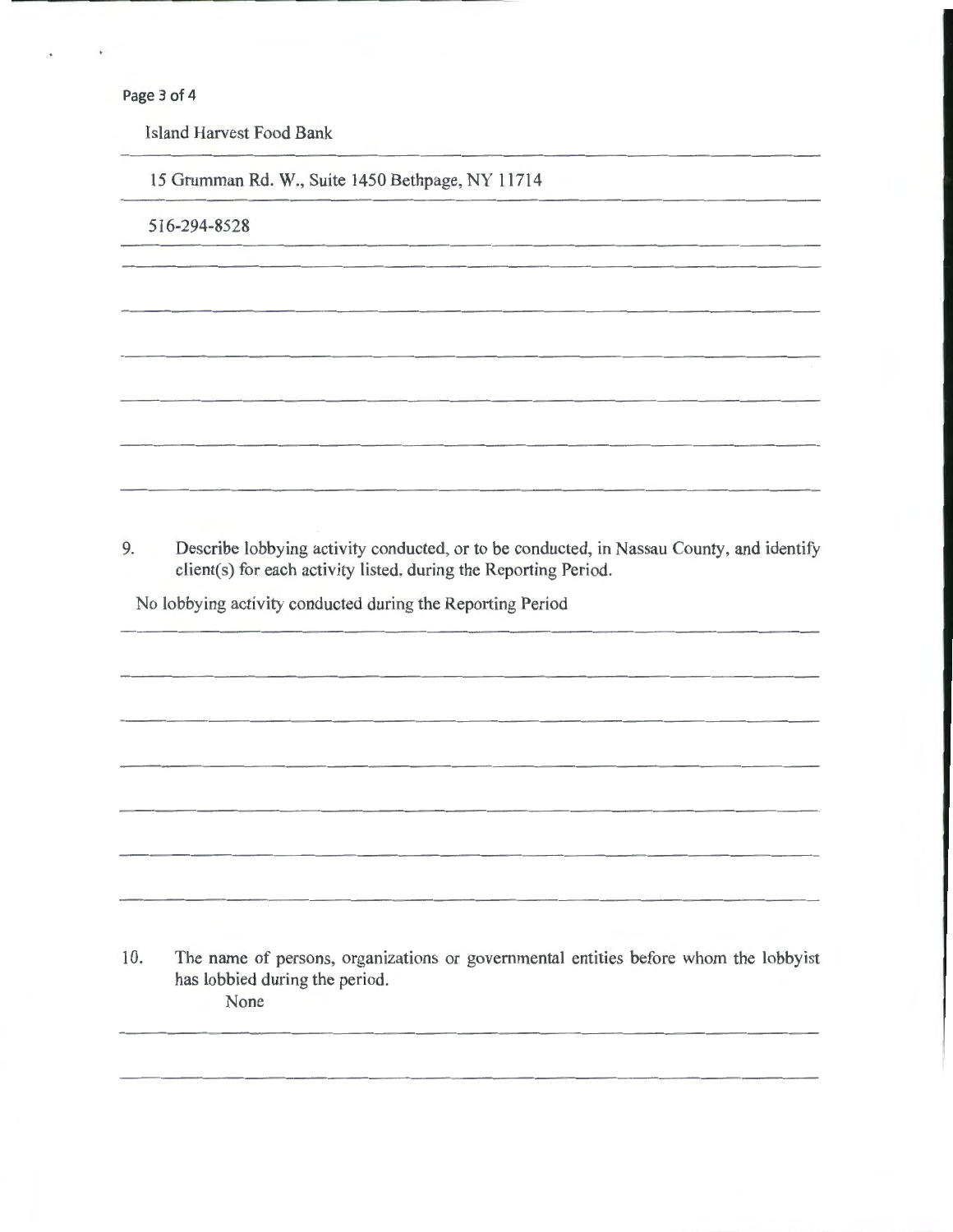Island Harvest Food Bank

15 Grumman Rd. W., Suite 1450 Bethpage, NY 11714

516-294-8528

9. Describe lobbying activity conducted, or to be conducted, in Nassau County, and identify client(s) for each activity listed, during the Reporting Period.

No lobbying activity conducted during the Reporting Period

10. The name of persons, organizations or governmental entities before whom the lobbyist has lobbied during the period.

None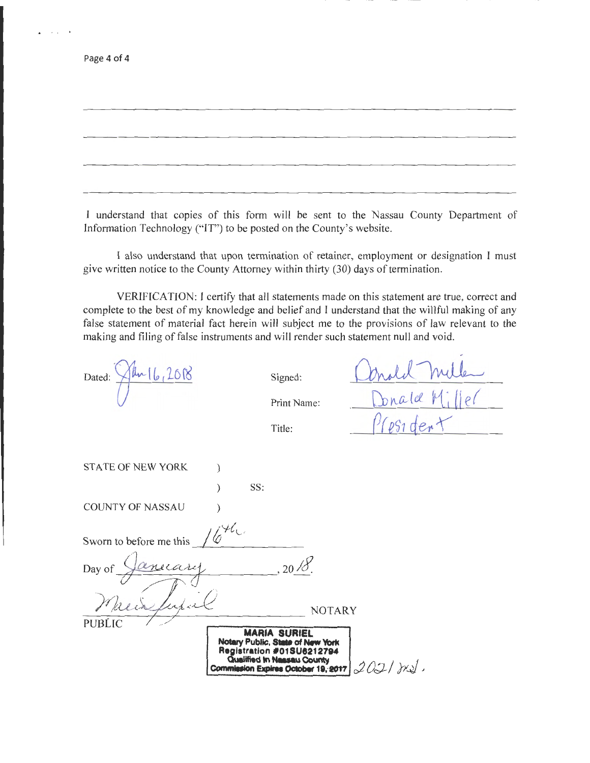I understand that copies of this form will be sent to the Nassau County Department of Information Technology ("IT") to be posted on the County's website.

I also understand that upon termination of retainer, employment or designation I must give written notice to the County Attorney within thirty (30) days of termination.

VERIFICATION: I certify that all statements made on this statement are true, correct and complete to the best of my knowledge and belief and I understand that the willful making of any false statement of material fact herein will subject me to the provisions of law relevant to the making and filing of false instruments and will render such statement null and void.

Dated: Jan 16, 2018

Signed: Donald Miller

Print Name: Donald Miller

Title: President

STATE OF NEW YORK )
) SS:
COUNTY OF NASSAU )

Sworn to before me this 16th

Day of January, 2018.

NOTARY PUBLIC

MARIA SURIEL
Notary Public, State of New York
Registration #01SU6212794
Qualified In Nassau County
Commission Expires October 19, 2017 2021 ms.